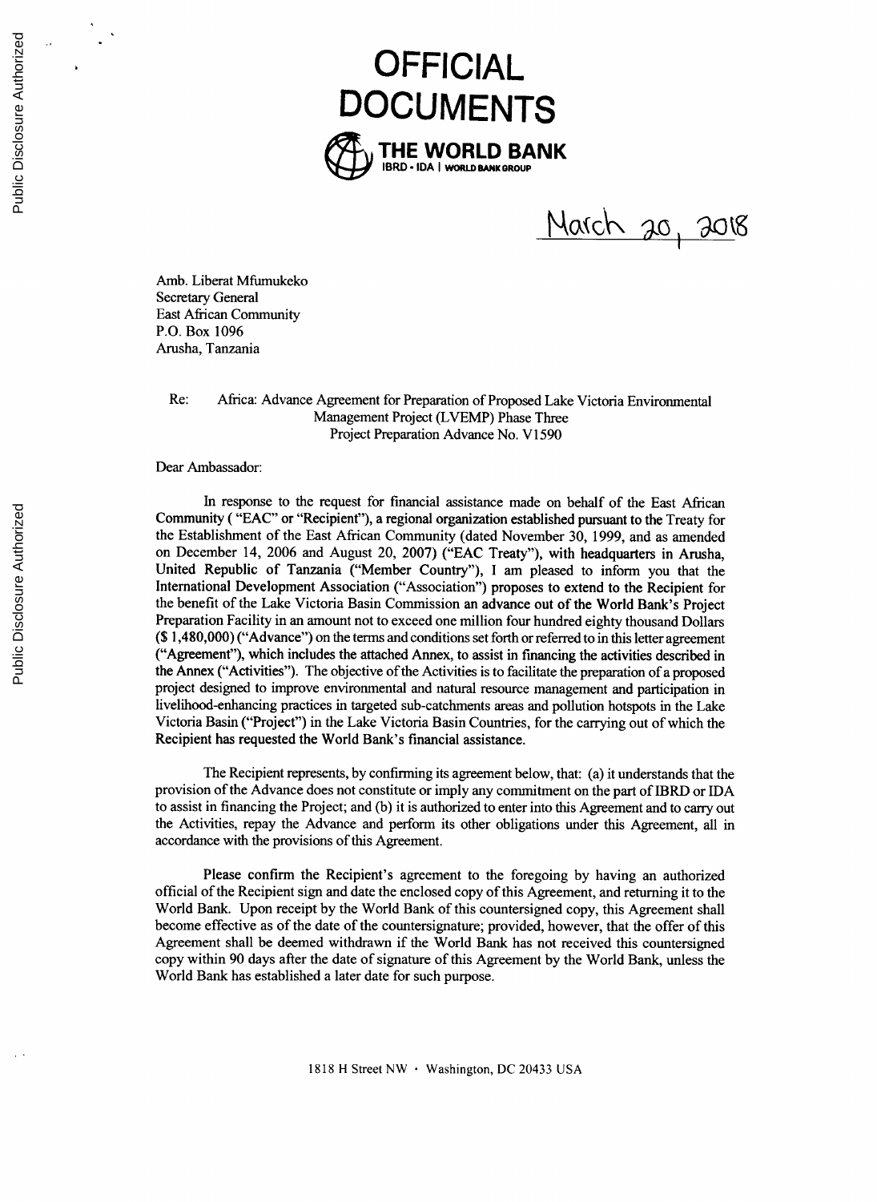# OFFICIAL DOCUMENTS

**THE WORLD BANK**
IBRD • IDA | WORLD BANK GROUP

March 20, 2018

Amb. Liberat Mfumukeko
Secretary General
East African Community
P.O. Box 1096
Arusha, Tanzania

Re: Africa: Advance Agreement for Preparation of Proposed Lake Victoria Environmental Management Project (LVEMP) Phase Three
Project Preparation Advance No. V1590

Dear Ambassador:

In response to the request for financial assistance made on behalf of the East African Community ( "EAC" or "Recipient"), a regional organization established pursuant to the Treaty for the Establishment of the East African Community (dated November 30, 1999, and as amended on December 14, 2006 and August 20, 2007) ("EAC Treaty"), with headquarters in Arusha, United Republic of Tanzania ("Member Country"), I am pleased to inform you that the International Development Association ("Association") proposes to extend to the Recipient for the benefit of the Lake Victoria Basin Commission an advance out of the World Bank's Project Preparation Facility in an amount not to exceed one million four hundred eighty thousand Dollars ($ 1,480,000) ("Advance") on the terms and conditions set forth or referred to in this letter agreement ("Agreement"), which includes the attached Annex, to assist in financing the activities described in the Annex ("Activities"). The objective of the Activities is to facilitate the preparation of a proposed project designed to improve environmental and natural resource management and participation in livelihood-enhancing practices in targeted sub-catchments areas and pollution hotspots in the Lake Victoria Basin ("Project") in the Lake Victoria Basin Countries, for the carrying out of which the Recipient has requested the World Bank's financial assistance.

The Recipient represents, by confirming its agreement below, that: (a) it understands that the provision of the Advance does not constitute or imply any commitment on the part of IBRD or IDA to assist in financing the Project; and (b) it is authorized to enter into this Agreement and to carry out the Activities, repay the Advance and perform its other obligations under this Agreement, all in accordance with the provisions of this Agreement.

Please confirm the Recipient's agreement to the foregoing by having an authorized official of the Recipient sign and date the enclosed copy of this Agreement, and returning it to the World Bank. Upon receipt by the World Bank of this countersigned copy, this Agreement shall become effective as of the date of the countersignature; provided, however, that the offer of this Agreement shall be deemed withdrawn if the World Bank has not received this countersigned copy within 90 days after the date of signature of this Agreement by the World Bank, unless the World Bank has established a later date for such purpose.

1818 H Street NW • Washington, DC 20433 USA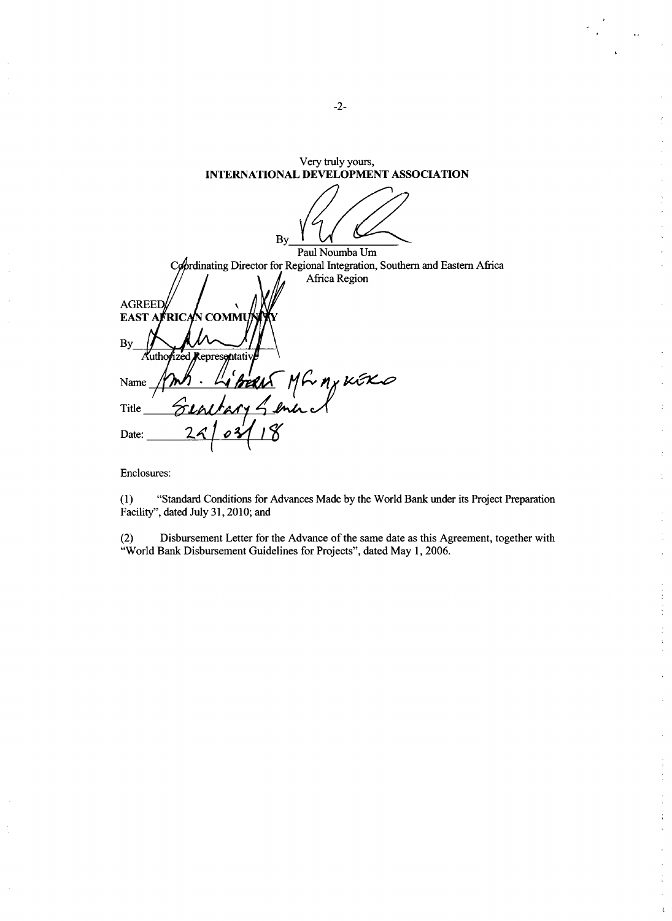Very truly yours,

**INTERNATIONAL DEVELOPMENT ASSOCIATION**

By ______________________

Paul Noumba Um

Coordinating Director for Regional Integration, Southern and Eastern Africa Africa Region

AGREED:

**EAST AFRICAN COMMUNITY**

By ______________________

Authorized Representative

Name Amb. Liberat Mfumukeko

Title Secretary General

Date: 29/03/18

Enclosures:

(1) "Standard Conditions for Advances Made by the World Bank under its Project Preparation Facility", dated July 31, 2010; and

(2) Disbursement Letter for the Advance of the same date as this Agreement, together with "World Bank Disbursement Guidelines for Projects", dated May 1, 2006.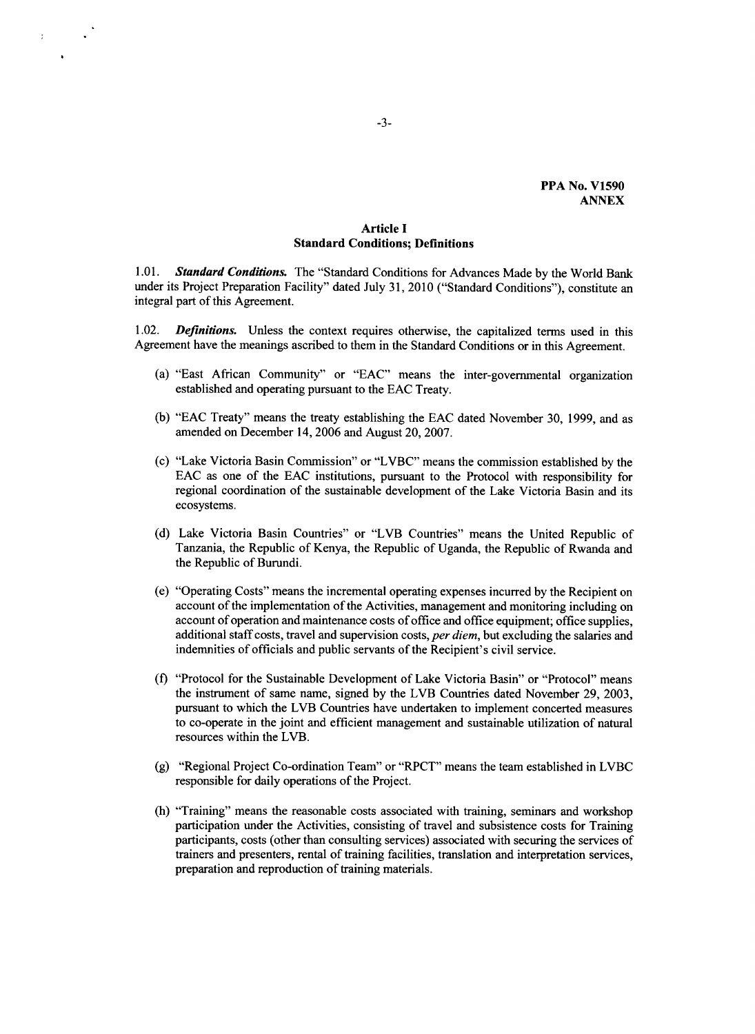**PPA No. V1590**
**ANNEX**

## Article I
## Standard Conditions; Definitions

1.01. ***Standard Conditions.*** The "Standard Conditions for Advances Made by the World Bank under its Project Preparation Facility" dated July 31, 2010 ("Standard Conditions"), constitute an integral part of this Agreement.

1.02. ***Definitions.*** Unless the context requires otherwise, the capitalized terms used in this Agreement have the meanings ascribed to them in the Standard Conditions or in this Agreement.

(a) "East African Community" or "EAC" means the inter-governmental organization established and operating pursuant to the EAC Treaty.

(b) "EAC Treaty" means the treaty establishing the EAC dated November 30, 1999, and as amended on December 14, 2006 and August 20, 2007.

(c) "Lake Victoria Basin Commission" or "LVBC" means the commission established by the EAC as one of the EAC institutions, pursuant to the Protocol with responsibility for regional coordination of the sustainable development of the Lake Victoria Basin and its ecosystems.

(d) Lake Victoria Basin Countries" or "LVB Countries" means the United Republic of Tanzania, the Republic of Kenya, the Republic of Uganda, the Republic of Rwanda and the Republic of Burundi.

(e) "Operating Costs" means the incremental operating expenses incurred by the Recipient on account of the implementation of the Activities, management and monitoring including on account of operation and maintenance costs of office and office equipment; office supplies, additional staff costs, travel and supervision costs, *per diem*, but excluding the salaries and indemnities of officials and public servants of the Recipient's civil service.

(f) "Protocol for the Sustainable Development of Lake Victoria Basin" or "Protocol" means the instrument of same name, signed by the LVB Countries dated November 29, 2003, pursuant to which the LVB Countries have undertaken to implement concerted measures to co-operate in the joint and efficient management and sustainable utilization of natural resources within the LVB.

(g) "Regional Project Co-ordination Team" or "RPCT" means the team established in LVBC responsible for daily operations of the Project.

(h) "Training" means the reasonable costs associated with training, seminars and workshop participation under the Activities, consisting of travel and subsistence costs for Training participants, costs (other than consulting services) associated with securing the services of trainers and presenters, rental of training facilities, translation and interpretation services, preparation and reproduction of training materials.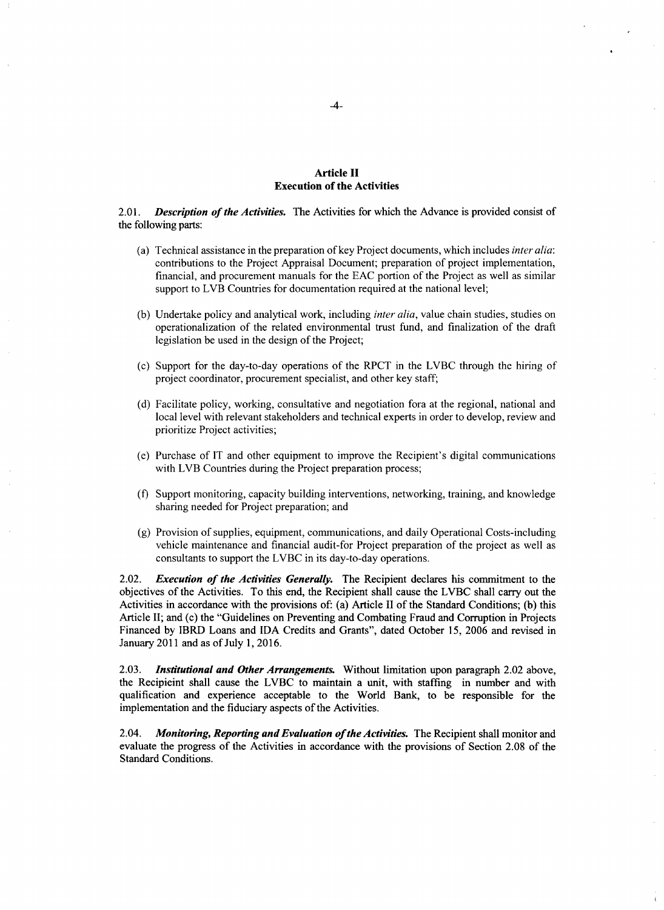## Article II
## Execution of the Activities

2.01. ***Description of the Activities.*** The Activities for which the Advance is provided consist of the following parts:

(a) Technical assistance in the preparation of key Project documents, which includes *inter alia*: contributions to the Project Appraisal Document; preparation of project implementation, financial, and procurement manuals for the EAC portion of the Project as well as similar support to LVB Countries for documentation required at the national level;

(b) Undertake policy and analytical work, including *inter alia*, value chain studies, studies on operationalization of the related environmental trust fund, and finalization of the draft legislation be used in the design of the Project;

(c) Support for the day-to-day operations of the RPCT in the LVBC through the hiring of project coordinator, procurement specialist, and other key staff;

(d) Facilitate policy, working, consultative and negotiation fora at the regional, national and local level with relevant stakeholders and technical experts in order to develop, review and prioritize Project activities;

(e) Purchase of IT and other equipment to improve the Recipient's digital communications with LVB Countries during the Project preparation process;

(f) Support monitoring, capacity building interventions, networking, training, and knowledge sharing needed for Project preparation; and

(g) Provision of supplies, equipment, communications, and daily Operational Costs-including vehicle maintenance and financial audit-for Project preparation of the project as well as consultants to support the LVBC in its day-to-day operations.

2.02. ***Execution of the Activities Generally.*** The Recipient declares his commitment to the objectives of the Activities. To this end, the Recipient shall cause the LVBC shall carry out the Activities in accordance with the provisions of: (a) Article II of the Standard Conditions; (b) this Article II; and (c) the "Guidelines on Preventing and Combating Fraud and Corruption in Projects Financed by IBRD Loans and IDA Credits and Grants", dated October 15, 2006 and revised in January 2011 and as of July 1, 2016.

2.03. ***Institutional and Other Arrangements.*** Without limitation upon paragraph 2.02 above, the Recipieint shall cause the LVBC to maintain a unit, with staffing in number and with qualification and experience acceptable to the World Bank, to be responsible for the implementation and the fiduciary aspects of the Activities.

2.04. ***Monitoring, Reporting and Evaluation of the Activities.*** The Recipient shall monitor and evaluate the progress of the Activities in accordance with the provisions of Section 2.08 of the Standard Conditions.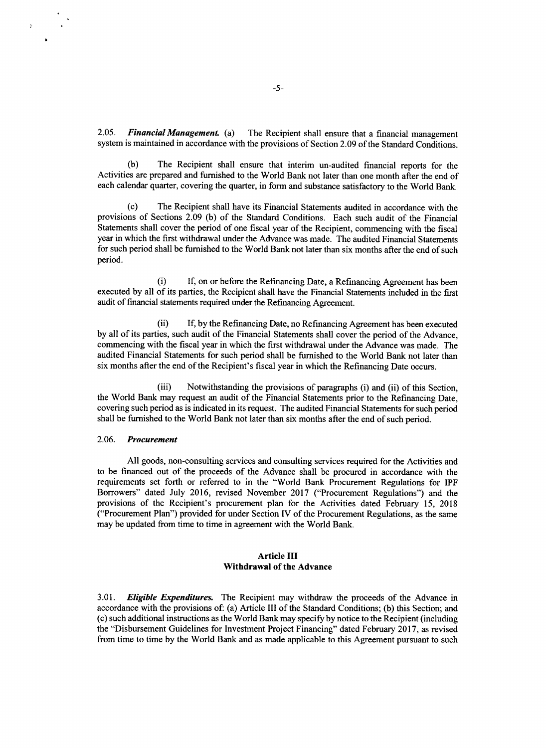2.05. ***Financial Management.*** (a) The Recipient shall ensure that a financial management system is maintained in accordance with the provisions of Section 2.09 of the Standard Conditions.

(b) The Recipient shall ensure that interim un-audited financial reports for the Activities are prepared and furnished to the World Bank not later than one month after the end of each calendar quarter, covering the quarter, in form and substance satisfactory to the World Bank.

(c) The Recipient shall have its Financial Statements audited in accordance with the provisions of Sections 2.09 (b) of the Standard Conditions. Each such audit of the Financial Statements shall cover the period of one fiscal year of the Recipient, commencing with the fiscal year in which the first withdrawal under the Advance was made. The audited Financial Statements for such period shall be furnished to the World Bank not later than six months after the end of such period.

(i) If, on or before the Refinancing Date, a Refinancing Agreement has been executed by all of its parties, the Recipient shall have the Financial Statements included in the first audit of financial statements required under the Refinancing Agreement.

(ii) If, by the Refinancing Date, no Refinancing Agreement has been executed by all of its parties, such audit of the Financial Statements shall cover the period of the Advance, commencing with the fiscal year in which the first withdrawal under the Advance was made. The audited Financial Statements for such period shall be furnished to the World Bank not later than six months after the end of the Recipient's fiscal year in which the Refinancing Date occurs.

(iii) Notwithstanding the provisions of paragraphs (i) and (ii) of this Section, the World Bank may request an audit of the Financial Statements prior to the Refinancing Date, covering such period as is indicated in its request. The audited Financial Statements for such period shall be furnished to the World Bank not later than six months after the end of such period.

2.06. ***Procurement***

All goods, non-consulting services and consulting services required for the Activities and to be financed out of the proceeds of the Advance shall be procured in accordance with the requirements set forth or referred to in the "World Bank Procurement Regulations for IPF Borrowers" dated July 2016, revised November 2017 ("Procurement Regulations") and the provisions of the Recipient's procurement plan for the Activities dated February 15, 2018 ("Procurement Plan") provided for under Section IV of the Procurement Regulations, as the same may be updated from time to time in agreement with the World Bank.

## Article III
## Withdrawal of the Advance

3.01. ***Eligible Expenditures.*** The Recipient may withdraw the proceeds of the Advance in accordance with the provisions of: (a) Article III of the Standard Conditions; (b) this Section; and (c) such additional instructions as the World Bank may specify by notice to the Recipient (including the "Disbursement Guidelines for Investment Project Financing" dated February 2017, as revised from time to time by the World Bank and as made applicable to this Agreement pursuant to such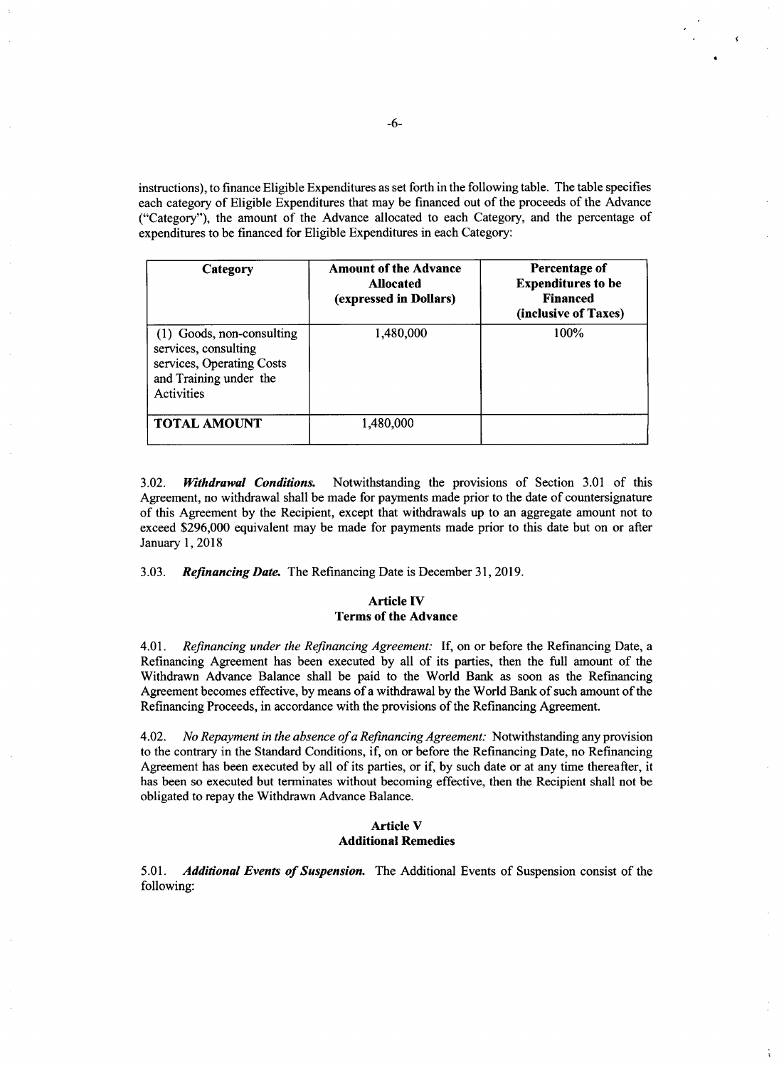instructions), to finance Eligible Expenditures as set forth in the following table. The table specifies each category of Eligible Expenditures that may be financed out of the proceeds of the Advance ("Category"), the amount of the Advance allocated to each Category, and the percentage of expenditures to be financed for Eligible Expenditures in each Category:

| Category | Amount of the Advance Allocated (expressed in Dollars) | Percentage of Expenditures to be Financed (inclusive of Taxes) |
| --- | --- | --- |
| (1) Goods, non-consulting services, consulting services, Operating Costs and Training under the Activities | 1,480,000 | 100% |
| **TOTAL AMOUNT** | 1,480,000 | |

3.02. ***Withdrawal Conditions.*** Notwithstanding the provisions of Section 3.01 of this Agreement, no withdrawal shall be made for payments made prior to the date of countersignature of this Agreement by the Recipient, except that withdrawals up to an aggregate amount not to exceed $296,000 equivalent may be made for payments made prior to this date but on or after January 1, 2018

3.03. ***Refinancing Date.*** The Refinancing Date is December 31, 2019.

## Article IV
## Terms of the Advance

4.01. *Refinancing under the Refinancing Agreement:* If, on or before the Refinancing Date, a Refinancing Agreement has been executed by all of its parties, then the full amount of the Withdrawn Advance Balance shall be paid to the World Bank as soon as the Refinancing Agreement becomes effective, by means of a withdrawal by the World Bank of such amount of the Refinancing Proceeds, in accordance with the provisions of the Refinancing Agreement.

4.02. *No Repayment in the absence of a Refinancing Agreement:* Notwithstanding any provision to the contrary in the Standard Conditions, if, on or before the Refinancing Date, no Refinancing Agreement has been executed by all of its parties, or if, by such date or at any time thereafter, it has been so executed but terminates without becoming effective, then the Recipient shall not be obligated to repay the Withdrawn Advance Balance.

## Article V
## Additional Remedies

5.01. ***Additional Events of Suspension.*** The Additional Events of Suspension consist of the following: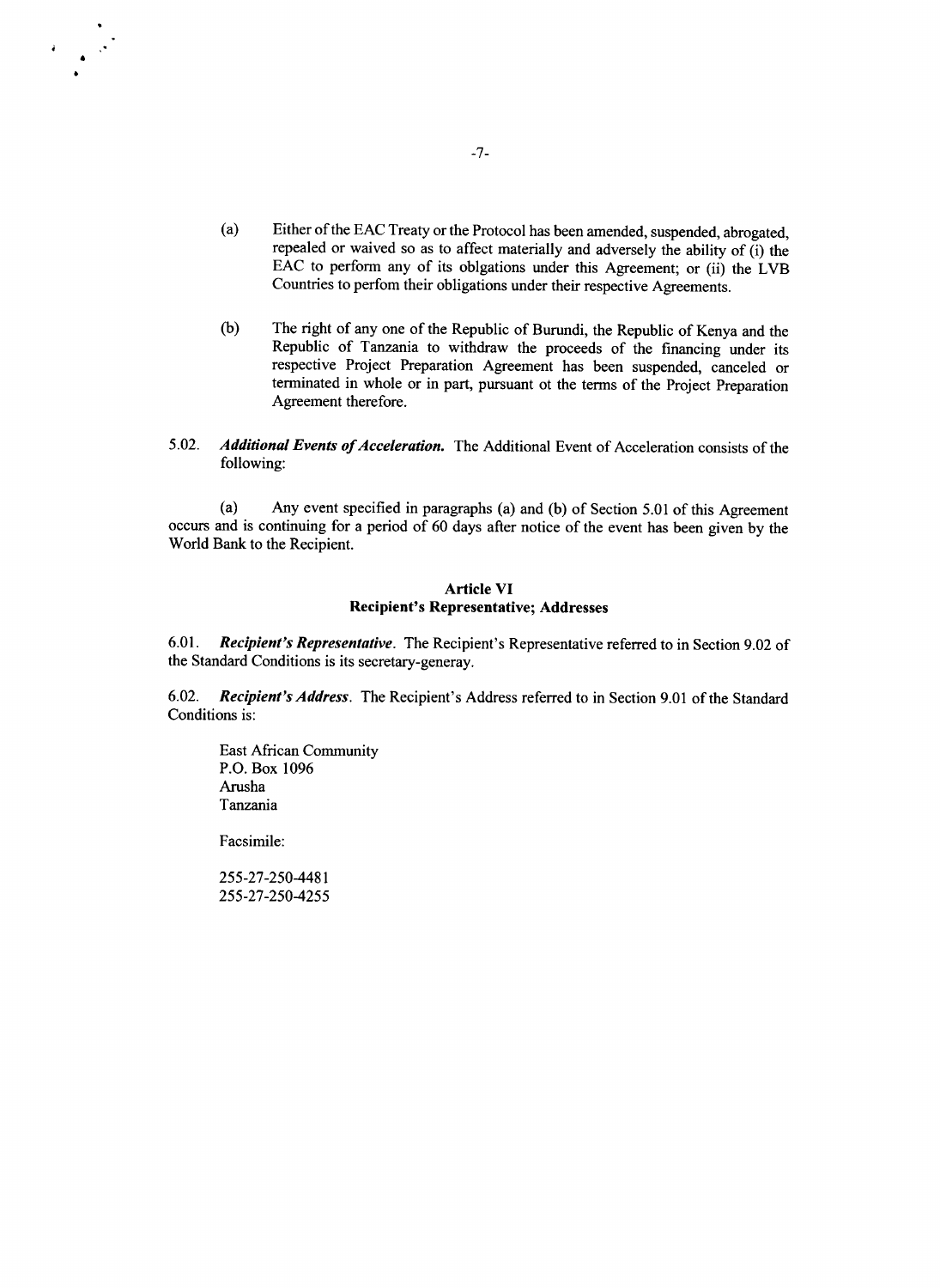(a) Either of the EAC Treaty or the Protocol has been amended, suspended, abrogated, repealed or waived so as to affect materially and adversely the ability of (i) the EAC to perform any of its oblgations under this Agreement; or (ii) the LVB Countries to perfom their obligations under their respective Agreements.

(b) The right of any one of the Republic of Burundi, the Republic of Kenya and the Republic of Tanzania to withdraw the proceeds of the financing under its respective Project Preparation Agreement has been suspended, canceled or terminated in whole or in part, pursuant ot the terms of the Project Preparation Agreement therefore.

5.02. ***Additional Events of Acceleration.*** The Additional Event of Acceleration consists of the following:

(a) Any event specified in paragraphs (a) and (b) of Section 5.01 of this Agreement occurs and is continuing for a period of 60 days after notice of the event has been given by the World Bank to the Recipient.

## Article VI
## Recipient's Representative; Addresses

6.01. ***Recipient's Representative.*** The Recipient's Representative referred to in Section 9.02 of the Standard Conditions is its secretary-generay.

6.02. ***Recipient's Address.*** The Recipient's Address referred to in Section 9.01 of the Standard Conditions is:

East African Community
P.O. Box 1096
Arusha
Tanzania

Facsimile:

255-27-250-4481
255-27-250-4255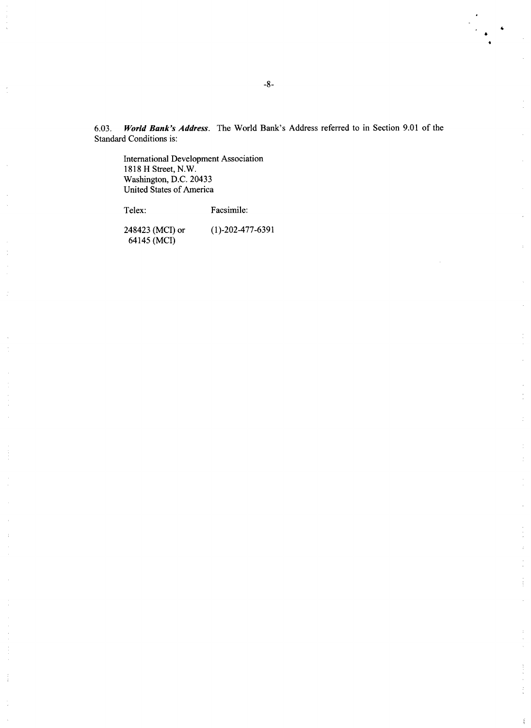6.03. ***World Bank's Address***. The World Bank's Address referred to in Section 9.01 of the Standard Conditions is:

International Development Association
1818 H Street, N.W.
Washington, D.C. 20433
United States of America

| Telex: | Facsimile: |
| --- | --- |
| 248423 (MCI) or 64145 (MCI) | (1)-202-477-6391 |